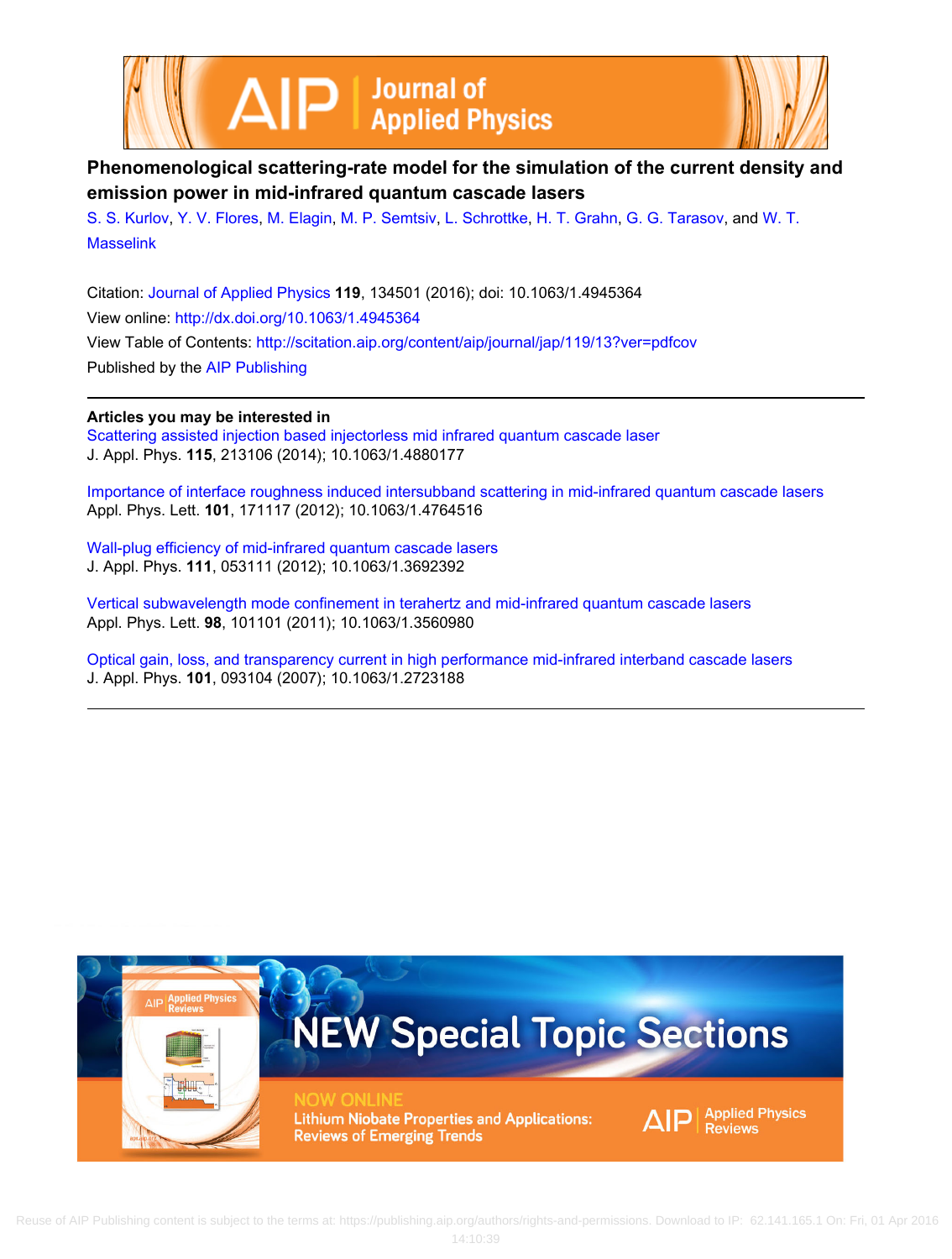# Phenomenological scattering-rate model for the simulation of the current density and emission power in mid-infrared quantum cascade lasers

S. S. Kurlov, Y. V. Flores, M. Elagin, M. P. Semtsiv, L. Schrottke, H. T. Grahn, G. G. Tarasov, and W. T. Masselink

Citation: Journal of Applied Physics **119**, 134501 (2016); doi: 10.1063/1.4945364

View online: http://dx.doi.org/10.1063/1.4945364

View Table of Contents: http://scitation.aip.org/content/aip/journal/jap/119/13?ver=pdfcov

Published by the AIP Publishing

---

**Articles you may be interested in**

Scattering assisted injection based injectorless mid infrared quantum cascade laser
J. Appl. Phys. **115**, 213106 (2014); 10.1063/1.4880177

Importance of interface roughness induced intersubband scattering in mid-infrared quantum cascade lasers
Appl. Phys. Lett. **101**, 171117 (2012); 10.1063/1.4764516

Wall-plug efficiency of mid-infrared quantum cascade lasers
J. Appl. Phys. **111**, 053111 (2012); 10.1063/1.3692392

Vertical subwavelength mode confinement in terahertz and mid-infrared quantum cascade lasers
Appl. Phys. Lett. **98**, 101101 (2011); 10.1063/1.3560980

Optical gain, loss, and transparency current in high performance mid-infrared interband cascade lasers
J. Appl. Phys. **101**, 093104 (2007); 10.1063/1.2723188

---

NEW Special Topic Sections

NOW ONLINE
Lithium Niobate Properties and Applications: Reviews of Emerging Trends

AIP | Applied Physics Reviews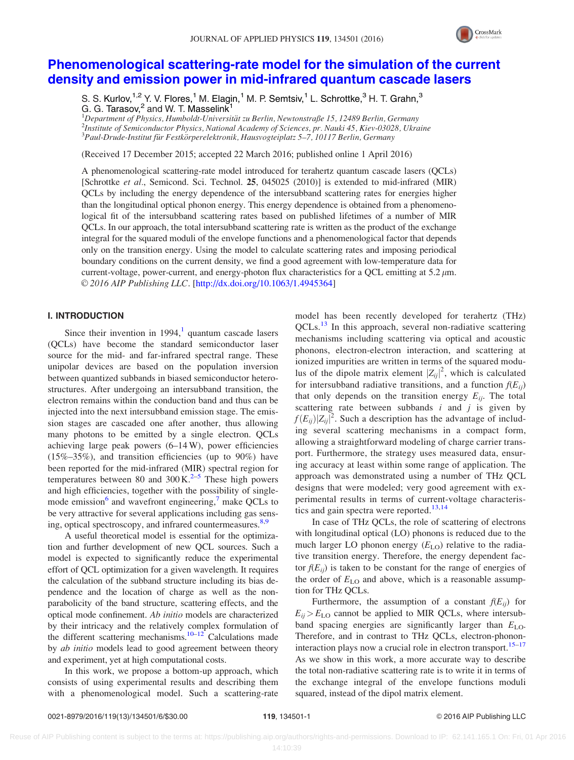# Phenomenological scattering-rate model for the simulation of the current density and emission power in mid-infrared quantum cascade lasers

S. S. Kurlov,[1,2] Y. V. Flores,[1] M. Elagin,[1] M. P. Semtsiv,[1] L. Schrottke,[3] H. T. Grahn,[3] G. G. Tarasov,[2] and W. T. Masselink[1]

[1]Department of Physics, Humboldt-Universität zu Berlin, Newtonstraße 15, 12489 Berlin, Germany
[2]Institute of Semiconductor Physics, National Academy of Sciences, pr. Nauki 45, Kiev-03028, Ukraine
[3]Paul-Drude-Institut für Festkörperelektronik, Hausvogteiplatz 5–7, 10117 Berlin, Germany

(Received 17 December 2015; accepted 22 March 2016; published online 1 April 2016)

A phenomenological scattering-rate model introduced for terahertz quantum cascade lasers (QCLs) [Schrottke *et al.*, Semicond. Sci. Technol. **25**, 045025 (2010)] is extended to mid-infrared (MIR) QCLs by including the energy dependence of the intersubband scattering rates for energies higher than the longitudinal optical phonon energy. This energy dependence is obtained from a phenomenological fit of the intersubband scattering rates based on published lifetimes of a number of MIR QCLs. In our approach, the total intersubband scattering rate is written as the product of the exchange integral for the squared moduli of the envelope functions and a phenomenological factor that depends only on the transition energy. Using the model to calculate scattering rates and imposing periodical boundary conditions on the current density, we find a good agreement with low-temperature data for current-voltage, power-current, and energy-photon flux characteristics for a QCL emitting at 5.2 $\mu$m. *© 2016 AIP Publishing LLC*. [http://dx.doi.org/10.1063/1.4945364]

## I. INTRODUCTION

Since their invention in 1994,[1] quantum cascade lasers (QCLs) have become the standard semiconductor laser source for the mid- and far-infrared spectral range. These unipolar devices are based on the population inversion between quantized subbands in biased semiconductor heterostructures. After undergoing an intersubband transition, the electron remains within the conduction band and thus can be injected into the next intersubband emission stage. The emission stages are cascaded one after another, thus allowing many photons to be emitted by a single electron. QCLs achieving large peak powers (6–14 W), power efficiencies (15%–35%), and transition efficiencies (up to 90%) have been reported for the mid-infrared (MIR) spectral region for temperatures between 80 and 300 K.[2–5] These high powers and high efficiencies, together with the possibility of single-mode emission[6] and wavefront engineering,[7] make QCLs to be very attractive for several applications including gas sensing, optical spectroscopy, and infrared countermeasures.[8,9]

A useful theoretical model is essential for the optimization and further development of new QCL sources. Such a model is expected to significantly reduce the experimental effort of QCL optimization for a given wavelength. It requires the calculation of the subband structure including its bias dependence and the location of charge as well as the non-parabolicity of the band structure, scattering effects, and the optical mode confinement. *Ab initio* models are characterized by their intricacy and the relatively complex formulation of the different scattering mechanisms.[10–12] Calculations made by *ab initio* models lead to good agreement between theory and experiment, yet at high computational costs.

In this work, we propose a bottom-up approach, which consists of using experimental results and describing them with a phenomenological model. Such a scattering-rate model has been recently developed for terahertz (THz) QCLs.[13] In this approach, several non-radiative scattering mechanisms including scattering via optical and acoustic phonons, electron-electron interaction, and scattering at ionized impurities are written in terms of the squared modulus of the dipole matrix element $|Z_{ij}|^2$, which is calculated for intersubband radiative transitions, and a function $f(E_{ij})$ that only depends on the transition energy $E_{ij}$. The total scattering rate between subbands $i$ and $j$ is given by $f(E_{ij})|Z_{ij}|^2$. Such a description has the advantage of including several scattering mechanisms in a compact form, allowing a straightforward modeling of charge carrier transport. Furthermore, the strategy uses measured data, ensuring accuracy at least within some range of application. The approach was demonstrated using a number of THz QCL designs that were modeled; very good agreement with experimental results in terms of current-voltage characteristics and gain spectra were reported.[13,14]

In case of THz QCLs, the role of scattering of electrons with longitudinal optical (LO) phonons is reduced due to the much larger LO phonon energy ($E_{LO}$) relative to the radiative transition energy. Therefore, the energy dependent factor $f(E_{ij})$ is taken to be constant for the range of energies of the order of $E_{LO}$ and above, which is a reasonable assumption for THz QCLs.

Furthermore, the assumption of a constant $f(E_{ij})$ for $E_{ij} > E_{LO}$ cannot be applied to MIR QCLs, where intersubband spacing energies are significantly larger than $E_{LO}$. Therefore, and in contrast to THz QCLs, electron-phonon-interaction plays now a crucial role in electron transport.[15–17] As we show in this work, a more accurate way to describe the total non-radiative scattering rate is to write it in terms of the exchange integral of the envelope functions moduli squared, instead of the dipol matrix element.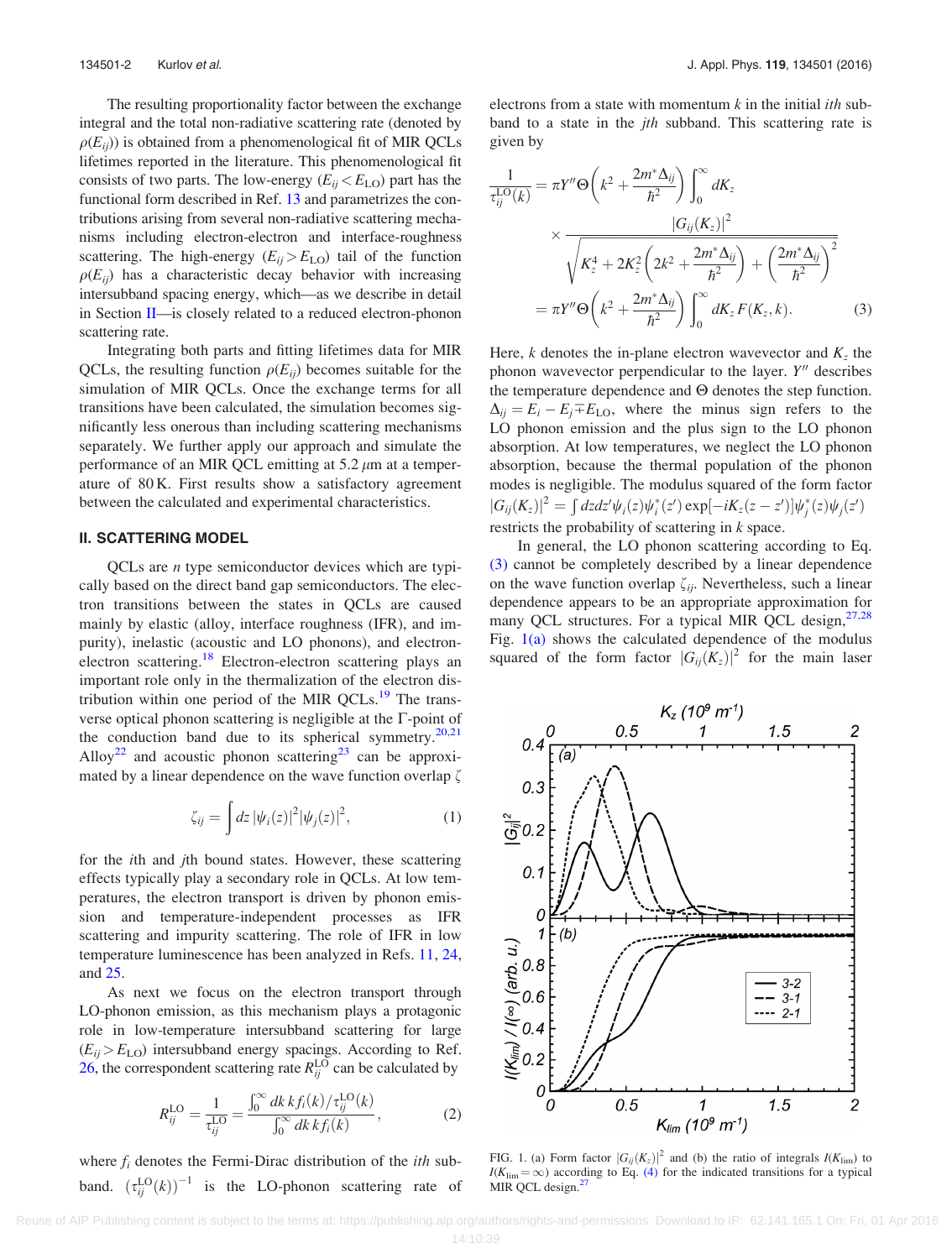The resulting proportionality factor between the exchange integral and the total non-radiative scattering rate (denoted by $\rho(E_{ij})$) is obtained from a phenomenological fit of MIR QCLs lifetimes reported in the literature. This phenomenological fit consists of two parts. The low-energy ($E_{ij} < E_{\mathrm{LO}}$) part has the functional form described in Ref. 13 and parametrizes the contributions arising from several non-radiative scattering mechanisms including electron-electron and interface-roughness scattering. The high-energy ($E_{ij} > E_{\mathrm{LO}}$) tail of the function $\rho(E_{ij})$ has a characteristic decay behavior with increasing intersubband spacing energy, which—as we describe in detail in Section II—is closely related to a reduced electron-phonon scattering rate.

Integrating both parts and fitting lifetimes data for MIR QCLs, the resulting function $\rho(E_{ij})$ becomes suitable for the simulation of MIR QCLs. Once the exchange terms for all transitions have been calculated, the simulation becomes significantly less onerous than including scattering mechanisms separately. We further apply our approach and simulate the performance of an MIR QCL emitting at 5.2 $\mu$m at a temperature of 80 K. First results show a satisfactory agreement between the calculated and experimental characteristics.

## II. SCATTERING MODEL

QCLs are $n$ type semiconductor devices which are typically based on the direct band gap semiconductors. The electron transitions between the states in QCLs are caused mainly by elastic (alloy, interface roughness (IFR), and impurity), inelastic (acoustic and LO phonons), and electron-electron scattering.[18] Electron-electron scattering plays an important role only in the thermalization of the electron distribution within one period of the MIR QCLs.[19] The transverse optical phonon scattering is negligible at the $\Gamma$-point of the conduction band due to its spherical symmetry.[20,21] Alloy[22] and acoustic phonon scattering[23] can be approximated by a linear dependence on the wave function overlap $\zeta$

$$\zeta_{ij} = \int dz\, |\psi_i(z)|^2 |\psi_j(z)|^2, \tag{1}$$

for the $i$th and $j$th bound states. However, these scattering effects typically play a secondary role in QCLs. At low temperatures, the electron transport is driven by phonon emission and temperature-independent processes as IFR scattering and impurity scattering. The role of IFR in low temperature luminescence has been analyzed in Refs. 11, 24, and 25.

As next we focus on the electron transport through LO-phonon emission, as this mechanism plays a protagonic role in low-temperature intersubband scattering for large ($E_{ij} > E_{\mathrm{LO}}$) intersubband energy spacings. According to Ref. 26, the correspondent scattering rate $R_{ij}^{\mathrm{LO}}$ can be calculated by

$$R_{ij}^{\mathrm{LO}} = \frac{1}{\tau_{ij}^{\mathrm{LO}}} = \frac{\int_0^\infty dk\, k f_i(k)/\tau_{ij}^{\mathrm{LO}}(k)}{\int_0^\infty dk\, k f_i(k)}, \tag{2}$$

where $f_i$ denotes the Fermi-Dirac distribution of the $i$th subband. $(\tau_{ij}^{\mathrm{LO}}(k))^{-1}$ is the LO-phonon scattering rate of electrons from a state with momentum $k$ in the initial $i$th subband to a state in the $j$th subband. This scattering rate is given by

$$\begin{aligned}
\frac{1}{\tau_{ij}^{\mathrm{LO}}(k)} &= \pi Y'' \Theta\left(k^2 + \frac{2m^*\Delta_{ij}}{\hbar^2}\right) \int_0^\infty dK_z \\
&\quad \times \frac{|G_{ij}(K_z)|^2}{\sqrt{K_z^4 + 2K_z^2\left(2k^2 + \frac{2m^*\Delta_{ij}}{\hbar^2}\right) + \left(\frac{2m^*\Delta_{ij}}{\hbar^2}\right)^2}} \\
&= \pi Y'' \Theta\left(k^2 + \frac{2m^*\Delta_{ij}}{\hbar^2}\right) \int_0^\infty dK_z\, F(K_z, k).
\end{aligned} \tag{3}$$

Here, $k$ denotes the in-plane electron wavevector and $K_z$ the phonon wavevector perpendicular to the layer. $Y''$ describes the temperature dependence and $\Theta$ denotes the step function. $\Delta_{ij} = E_i - E_j \mp E_{\mathrm{LO}}$, where the minus sign refers to the LO phonon emission and the plus sign to the LO phonon absorption. At low temperatures, we neglect the LO phonon absorption, because the thermal population of the phonon modes is negligible. The modulus squared of the form factor $|G_{ij}(K_z)|^2 = \int dz dz' \psi_i(z)\psi_i^*(z') \exp[-iK_z(z-z')]\psi_j^*(z)\psi_j(z')$ restricts the probability of scattering in $k$ space.

In general, the LO phonon scattering according to Eq. (3) cannot be completely described by a linear dependence on the wave function overlap $\zeta_{ij}$. Nevertheless, such a linear dependence appears to be an appropriate approximation for many QCL structures. For a typical MIR QCL design,[27,28] Fig. 1(a) shows the calculated dependence of the modulus squared of the form factor $|G_{ij}(K_z)|^2$ for the main laser

FIG. 1. (a) Form factor $|G_{ij}(K_z)|^2$ and (b) the ratio of integrals $I(K_{\mathrm{lim}})$ to $I(K_{\mathrm{lim}} = \infty)$ according to Eq. (4) for the indicated transitions for a typical MIR QCL design.[27]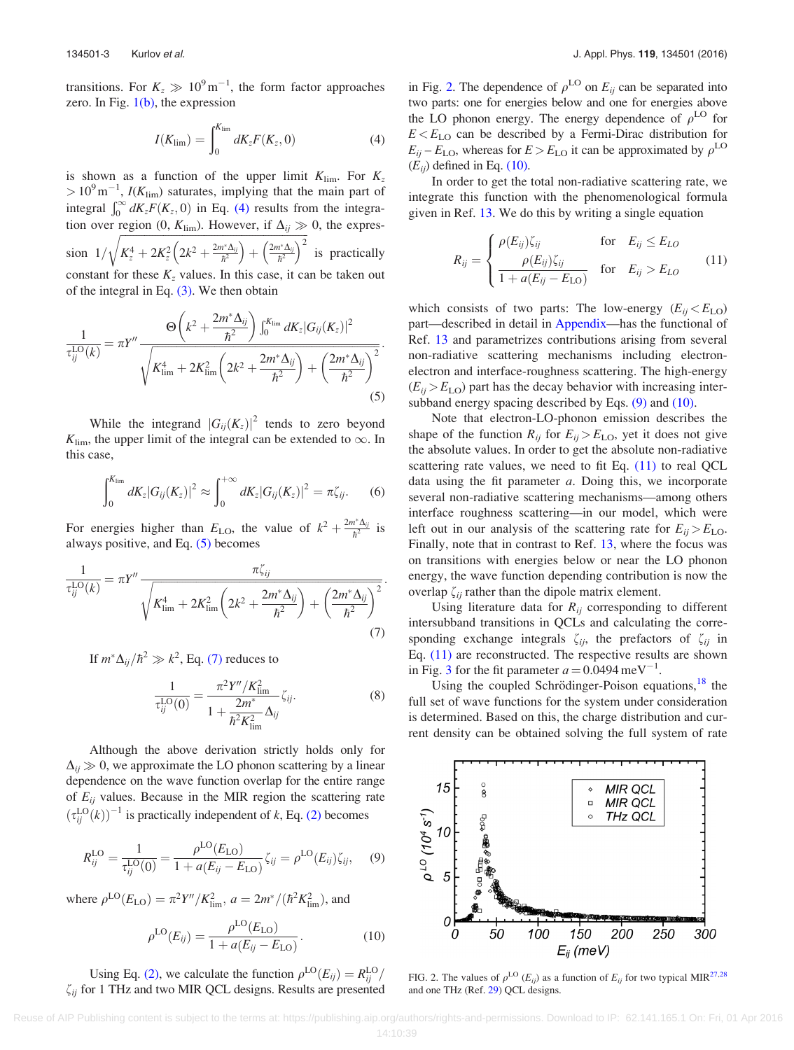transitions. For $K_z \gg 10^9\,\mathrm{m}^{-1}$, the form factor approaches zero. In Fig. 1(b), the expression

$$I(K_{\mathrm{lim}}) = \int_0^{K_{\mathrm{lim}}} dK_z F(K_z, 0) \tag{4}$$

is shown as a function of the upper limit $K_{\mathrm{lim}}$. For $K_z > 10^9\,\mathrm{m}^{-1}$, $I(K_{\mathrm{lim}})$ saturates, implying that the main part of integral $\int_0^\infty dK_z F(K_z, 0)$ in Eq. (4) results from the integration over region $(0, K_{\mathrm{lim}})$. However, if $\Delta_{ij} \gg 0$, the expression $1/\sqrt{K_z^4 + 2K_z^2\left(2k^2 + \frac{2m^*\Delta_{ij}}{\hbar^2}\right) + \left(\frac{2m^*\Delta_{ij}}{\hbar^2}\right)^2}$ is practically constant for these $K_z$ values. In this case, it can be taken out of the integral in Eq. (3). We then obtain

$$\frac{1}{\tau_{ij}^{\mathrm{LO}}(k)} = \pi Y'' \frac{\Theta\left(k^2 + \frac{2m^*\Delta_{ij}}{\hbar^2}\right)\int_0^{K_{\mathrm{lim}}} dK_z |G_{ij}(K_z)|^2}{\sqrt{K_{\mathrm{lim}}^4 + 2K_{\mathrm{lim}}^2\left(2k^2 + \frac{2m^*\Delta_{ij}}{\hbar^2}\right) + \left(\frac{2m^*\Delta_{ij}}{\hbar^2}\right)^2}}. \tag{5}$$

While the integrand $|G_{ij}(K_z)|^2$ tends to zero beyond $K_{\mathrm{lim}}$, the upper limit of the integral can be extended to $\infty$. In this case,

$$\int_0^{K_{\mathrm{lim}}} dK_z |G_{ij}(K_z)|^2 \approx \int_0^{+\infty} dK_z |G_{ij}(K_z)|^2 = \pi\zeta_{ij}. \tag{6}$$

For energies higher than $E_{\mathrm{LO}}$, the value of $k^2 + \frac{2m^*\Delta_{ij}}{\hbar^2}$ is always positive, and Eq. (5) becomes

$$\frac{1}{\tau_{ij}^{\mathrm{LO}}(k)} = \pi Y'' \frac{\pi\zeta_{ij}}{\sqrt{K_{\mathrm{lim}}^4 + 2K_{\mathrm{lim}}^2\left(2k^2 + \frac{2m^*\Delta_{ij}}{\hbar^2}\right) + \left(\frac{2m^*\Delta_{ij}}{\hbar^2}\right)^2}}. \tag{7}$$

If $m^*\Delta_{ij}/\hbar^2 \gg k^2$, Eq. (7) reduces to

$$\frac{1}{\tau_{ij}^{\mathrm{LO}}(0)} = \frac{\pi^2 Y''/K_{\mathrm{lim}}^2}{1 + \frac{2m^*}{\hbar^2 K_{\mathrm{lim}}^2}\Delta_{ij}}\zeta_{ij}. \tag{8}$$

Although the above derivation strictly holds only for $\Delta_{ij} \gg 0$, we approximate the LO phonon scattering by a linear dependence on the wave function overlap for the entire range of $E_{ij}$ values. Because in the MIR region the scattering rate $(\tau_{ij}^{\mathrm{LO}}(k))^{-1}$ is practically independent of $k$, Eq. (2) becomes

$$R_{ij}^{\mathrm{LO}} = \frac{1}{\tau_{ij}^{\mathrm{LO}}(0)} = \frac{\rho^{\mathrm{LO}}(E_{\mathrm{LO}})}{1 + a(E_{ij} - E_{\mathrm{LO}})}\zeta_{ij} = \rho^{\mathrm{LO}}(E_{ij})\zeta_{ij}, \tag{9}$$

where $\rho^{\mathrm{LO}}(E_{\mathrm{LO}}) = \pi^2 Y''/K_{\mathrm{lim}}^2$, $a = 2m^*/(\hbar^2 K_{\mathrm{lim}}^2)$, and

$$\rho^{\mathrm{LO}}(E_{ij}) = \frac{\rho^{\mathrm{LO}}(E_{\mathrm{LO}})}{1 + a(E_{ij} - E_{\mathrm{LO}})}. \tag{10}$$

Using Eq. (2), we calculate the function $\rho^{\mathrm{LO}}(E_{ij}) = R_{ij}^{\mathrm{LO}}/\zeta_{ij}$ for 1 THz and two MIR QCL designs. Results are presented in Fig. 2. The dependence of $\rho^{\mathrm{LO}}$ on $E_{ij}$ can be separated into two parts: one for energies below and one for energies above the LO phonon energy. The energy dependence of $\rho^{\mathrm{LO}}$ for $E < E_{\mathrm{LO}}$ can be described by a Fermi-Dirac distribution for $E_{ij} - E_{\mathrm{LO}}$, whereas for $E > E_{\mathrm{LO}}$ it can be approximated by $\rho^{\mathrm{LO}}(E_{ij})$ defined in Eq. (10).

In order to get the total non-radiative scattering rate, we integrate this function with the phenomenological formula given in Ref. 13. We do this by writing a single equation

$$R_{ij} = \begin{cases} \rho(E_{ij})\zeta_{ij} & \text{for} \quad E_{ij} \le E_{LO} \\ \dfrac{\rho(E_{ij})\zeta_{ij}}{1 + a(E_{ij} - E_{\mathrm{LO}})} & \text{for} \quad E_{ij} > E_{LO} \end{cases} \tag{11}$$

which consists of two parts: The low-energy ($E_{ij} < E_{\mathrm{LO}}$) part—described in detail in Appendix—has the functional of Ref. 13 and parametrizes contributions arising from several non-radiative scattering mechanisms including electron-electron and interface-roughness scattering. The high-energy ($E_{ij} > E_{\mathrm{LO}}$) part has the decay behavior with increasing intersubband energy spacing described by Eqs. (9) and (10).

Note that electron-LO-phonon emission describes the shape of the function $R_{ij}$ for $E_{ij} > E_{\mathrm{LO}}$, yet it does not give the absolute values. In order to get the absolute non-radiative scattering rate values, we need to fit Eq. (11) to real QCL data using the fit parameter $a$. Doing this, we incorporate several non-radiative scattering mechanisms—among others interface roughness scattering—in our model, which were left out in our analysis of the scattering rate for $E_{ij} > E_{\mathrm{LO}}$. Finally, note that in contrast to Ref. 13, where the focus was on transitions with energies below or near the LO phonon energy, the wave function depending contribution is now the overlap $\zeta_{ij}$ rather than the dipole matrix element.

Using literature data for $R_{ij}$ corresponding to different intersubband transitions in QCLs and calculating the corresponding exchange integrals $\zeta_{ij}$, the prefactors of $\zeta_{ij}$ in Eq. (11) are reconstructed. The respective results are shown in Fig. 3 for the fit parameter $a = 0.0494\,\mathrm{meV}^{-1}$.

Using the coupled Schrödinger-Poison equations,[18] the full set of wave functions for the system under consideration is determined. Based on this, the charge distribution and current density can be obtained solving the full system of rate

FIG. 2. The values of $\rho^{\mathrm{LO}}(E_{ij})$ as a function of $E_{ij}$ for two typical MIR[27,28] and one THz (Ref. 29) QCL designs.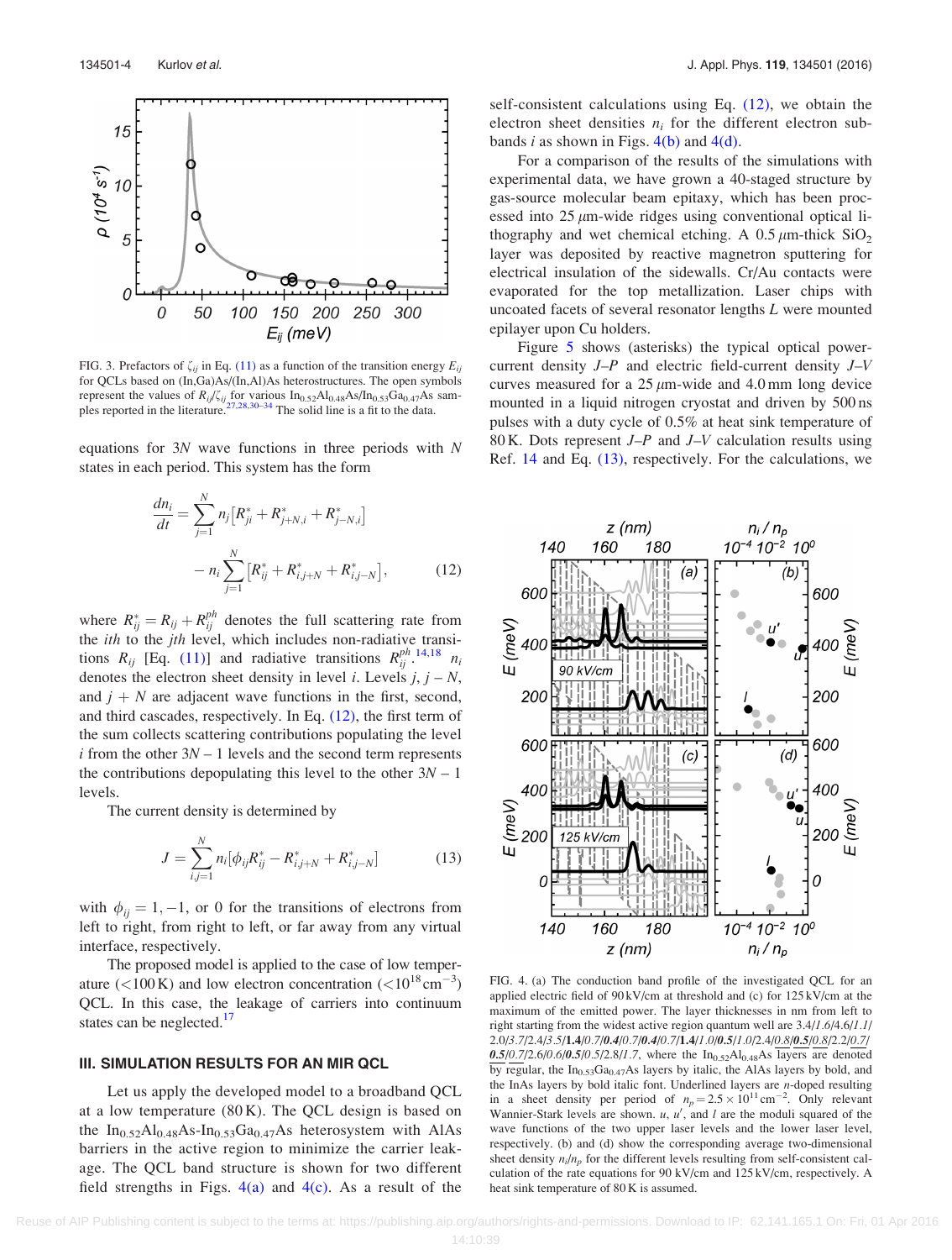FIG. 3. Prefactors of $\zeta_{ij}$ in Eq. (11) as a function of the transition energy $E_{ij}$ for QCLs based on (In,Ga)As/(In,Al)As heterostructures. The open symbols represent the values of $R_{ij}/\zeta_{ij}$ for various $In_{0.52}Al_{0.48}As/In_{0.53}Ga_{0.47}As$ samples reported in the literature.[27,28,30–34] The solid line is a fit to the data.

equations for $3N$ wave functions in three periods with $N$ states in each period. This system has the form

$$\frac{dn_i}{dt} = \sum_{j=1}^{N} n_j\left[R^*_{ji} + R^*_{j+N,i} + R^*_{j-N,i}\right] - n_i \sum_{j=1}^{N}\left[R^*_{ij} + R^*_{i,j+N} + R^*_{i,j-N}\right], \qquad (12)$$

where $R^*_{ij} = R_{ij} + R^{ph}_{ij}$ denotes the full scattering rate from the $i$th to the $j$th level, which includes non-radiative transitions $R_{ij}$ [Eq. (11)] and radiative transitions $R^{ph}_{ij}$.[14,18] $n_i$ denotes the electron sheet density in level $i$. Levels $j$, $j-N$, and $j+N$ are adjacent wave functions in the first, second, and third cascades, respectively. In Eq. (12), the first term of the sum collects scattering contributions populating the level $i$ from the other $3N-1$ levels and the second term represents the contributions depopulating this level to the other $3N-1$ levels.

The current density is determined by

$$J = \sum_{i,j=1}^{N} n_i\left[\phi_{ij}R^*_{ij} - R^*_{i,j+N} + R^*_{i,j-N}\right] \qquad (13)$$

with $\phi_{ij} = 1, -1$, or 0 for the transitions of electrons from left to right, from right to left, or far away from any virtual interface, respectively.

The proposed model is applied to the case of low temperature (<100 K) and low electron concentration ($<10^{18}\,cm^{-3}$) QCL. In this case, the leakage of carriers into continuum states can be neglected.[17]

## III. SIMULATION RESULTS FOR AN MIR QCL

Let us apply the developed model to a broadband QCL at a low temperature (80 K). The QCL design is based on the $In_{0.52}Al_{0.48}As$-$In_{0.53}Ga_{0.47}As$ heterosystem with AlAs barriers in the active region to minimize the carrier leakage. The QCL band structure is shown for two different field strengths in Figs. 4(a) and 4(c). As a result of the self-consistent calculations using Eq. (12), we obtain the electron sheet densities $n_i$ for the different electron subbands $i$ as shown in Figs. 4(b) and 4(d).

For a comparison of the results of the simulations with experimental data, we have grown a 40-staged structure by gas-source molecular beam epitaxy, which has been processed into 25 $\mu$m-wide ridges using conventional optical lithography and wet chemical etching. A 0.5 $\mu$m-thick $SiO_2$ layer was deposited by reactive magnetron sputtering for electrical insulation of the sidewalls. Cr/Au contacts were evaporated for the top metallization. Laser chips with uncoated facets of several resonator lengths $L$ were mounted epilayer upon Cu holders.

Figure 5 shows (asterisks) the typical optical power-current density $J$–$P$ and electric field-current density $J$–$V$ curves measured for a 25 $\mu$m-wide and 4.0 mm long device mounted in a liquid nitrogen cryostat and driven by 500 ns pulses with a duty cycle of 0.5% at heat sink temperature of 80 K. Dots represent $J$–$P$ and $J$–$V$ calculation results using Ref. 14 and Eq. (13), respectively. For the calculations, we

FIG. 4. (a) The conduction band profile of the investigated QCL for an applied electric field of 90 kV/cm at threshold and (c) for 125 kV/cm at the maximum of the emitted power. The layer thicknesses in nm from left to right starting from the widest active region quantum well are 3.4/*1.6*/4.6/*1.1*/2.0/*3.7*/2.4/*3.5*/**1.4**/*0.7*/***0.4***/*0.7*/***0.4***/*0.7*/**1.4**/*1.0*/**0.5**/*1.0*/2.4/*0.8*/**0.5**/*0.8*/2.2/*0.7*/***0.5***/*0.7*/2.6/*0.6*/**0.5**/*0.5*/2.8/*1.7*, where the $In_{0.52}Al_{0.48}As$ layers are denoted by regular, the $In_{0.53}Ga_{0.47}As$ layers by italic, the AlAs layers by bold, and the InAs layers by bold italic font. Underlined layers are $n$-doped resulting in a sheet density per period of $n_p = 2.5 \times 10^{11}\,cm^{-2}$. Only relevant Wannier-Stark levels are shown. $u$, $u'$, and $l$ are the moduli squared of the wave functions of the two upper laser levels and the lower laser level, respectively. (b) and (d) show the corresponding average two-dimensional sheet density $n_i/n_p$ for the different levels resulting from self-consistent calculation of the rate equations for 90 kV/cm and 125 kV/cm, respectively. A heat sink temperature of 80 K is assumed.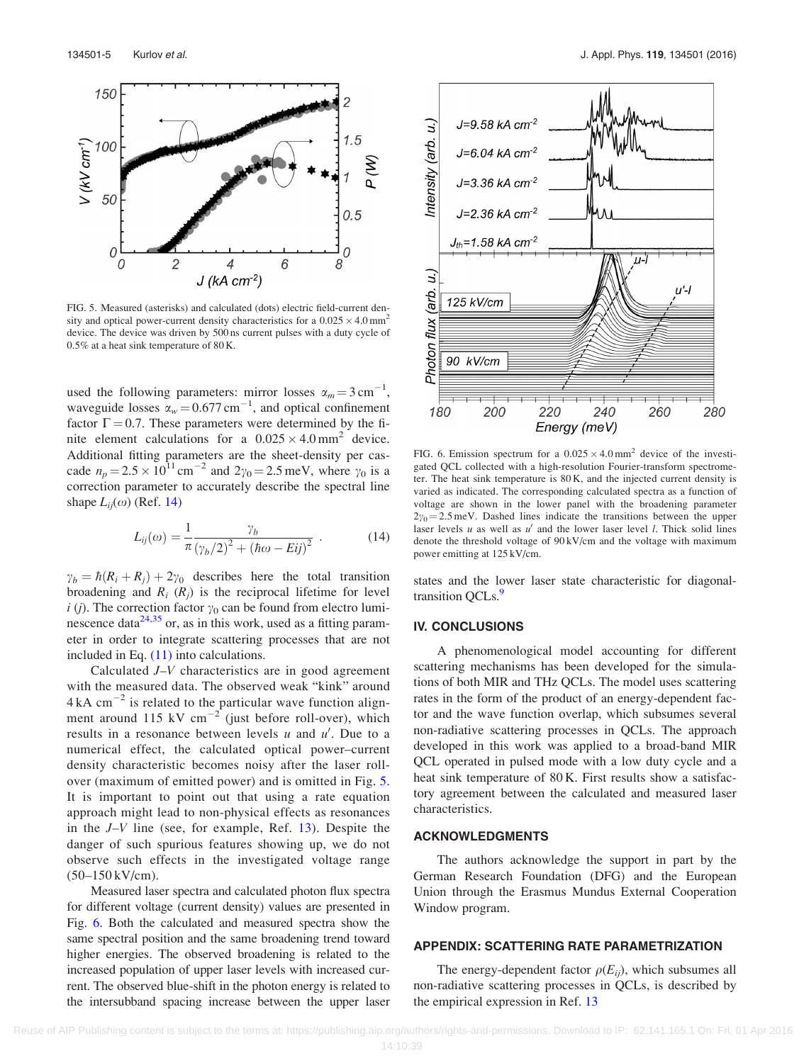FIG. 5. Measured (asterisks) and calculated (dots) electric field-current density and optical power-current density characteristics for a $0.025 \times 4.0\,\text{mm}^2$ device. The device was driven by 500 ns current pulses with a duty cycle of 0.5% at a heat sink temperature of 80 K.

used the following parameters: mirror losses $\alpha_m = 3\,\text{cm}^{-1}$, waveguide losses $\alpha_w = 0.677\,\text{cm}^{-1}$, and optical confinement factor $\Gamma = 0.7$. These parameters were determined by the finite element calculations for a $0.025 \times 4.0\,\text{mm}^2$ device. Additional fitting parameters are the sheet-density per cascade $n_p = 2.5 \times 10^{11}\,\text{cm}^{-2}$ and $2\gamma_0 = 2.5\,\text{meV}$, where $\gamma_0$ is a correction parameter to accurately describe the spectral line shape $L_{ij}(\omega)$ (Ref. 14)

$$L_{ij}(\omega) = \frac{1}{\pi} \frac{\gamma_b}{(\gamma_b/2)^2 + (\hbar\omega - Eij)^2} . \qquad (14)$$

$\gamma_b = \hbar(R_i + R_j) + 2\gamma_0$ describes here the total transition broadening and $R_i$ ($R_j$) is the reciprocal lifetime for level $i$ ($j$). The correction factor $\gamma_0$ can be found from electro luminescence data[24,35] or, as in this work, used as a fitting parameter in order to integrate scattering processes that are not included in Eq. (11) into calculations.

Calculated $J$–$V$ characteristics are in good agreement with the measured data. The observed weak "kink" around $4\,\text{kA cm}^{-2}$ is related to the particular wave function alignment around 115 kV $\text{cm}^{-2}$ (just before roll-over), which results in a resonance between levels $u$ and $u'$. Due to a numerical effect, the calculated optical power–current density characteristic becomes noisy after the laser roll-over (maximum of emitted power) and is omitted in Fig. 5. It is important to point out that using a rate equation approach might lead to non-physical effects as resonances in the $J$–$V$ line (see, for example, Ref. 13). Despite the danger of such spurious features showing up, we do not observe such effects in the investigated voltage range (50–150 kV/cm).

Measured laser spectra and calculated photon flux spectra for different voltage (current density) values are presented in Fig. 6. Both the calculated and measured spectra show the same spectral position and the same broadening trend toward higher energies. The observed broadening is related to the increased population of upper laser levels with increased current. The observed blue-shift in the photon energy is related to the intersubband spacing increase between the upper laser states and the lower laser state characteristic for diagonal-transition QCLs.[9]

FIG. 6. Emission spectrum for a $0.025 \times 4.0\,\text{mm}^2$ device of the investigated QCL collected with a high-resolution Fourier-transform spectrometer. The heat sink temperature is 80 K, and the injected current density is varied as indicated. The corresponding calculated spectra as a function of voltage are shown in the lower panel with the broadening parameter $2\gamma_0 = 2.5\,\text{meV}$. Dashed lines indicate the transitions between the upper laser levels $u$ as well as $u'$ and the lower laser level $l$. Thick solid lines denote the threshold voltage of 90 kV/cm and the voltage with maximum power emitting at 125 kV/cm.

## IV. CONCLUSIONS

A phenomenological model accounting for different scattering mechanisms has been developed for the simulations of both MIR and THz QCLs. The model uses scattering rates in the form of the product of an energy-dependent factor and the wave function overlap, which subsumes several non-radiative scattering processes in QCLs. The approach developed in this work was applied to a broad-band MIR QCL operated in pulsed mode with a low duty cycle and a heat sink temperature of 80 K. First results show a satisfactory agreement between the calculated and measured laser characteristics.

## ACKNOWLEDGMENTS

The authors acknowledge the support in part by the German Research Foundation (DFG) and the European Union through the Erasmus Mundus External Cooperation Window program.

## APPENDIX: SCATTERING RATE PARAMETRIZATION

The energy-dependent factor $\rho(E_{ij})$, which subsumes all non-radiative scattering processes in QCLs, is described by the empirical expression in Ref. 13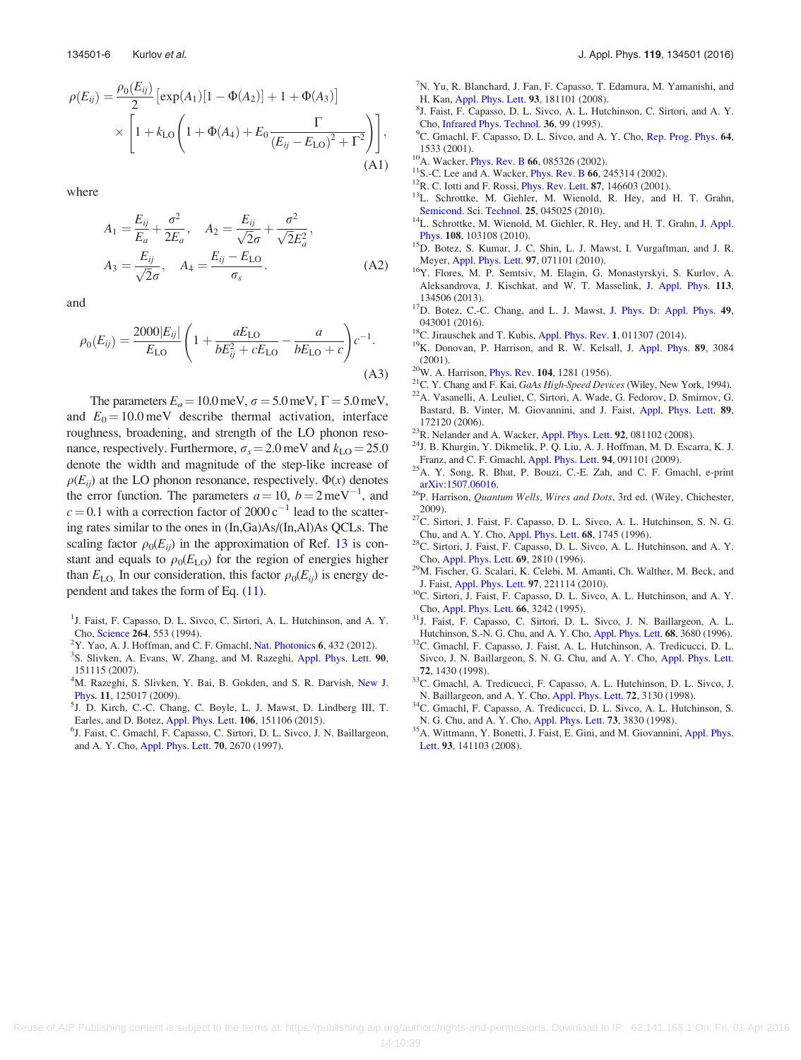$$\rho(E_{ij}) = \frac{\rho_0(E_{ij})}{2}\left[\exp(A_1)[1-\Phi(A_2)] + 1 + \Phi(A_3)\right] \times \left[1 + k_{\rm LO}\left(1 + \Phi(A_4) + E_0\frac{\Gamma}{(E_{ij}-E_{\rm LO})^2+\Gamma^2}\right)\right], \tag{A1}$$

where

$$A_1 = \frac{E_{ij}}{E_a} + \frac{\sigma^2}{2E_a}, \quad A_2 = \frac{E_{ij}}{\sqrt{2}\sigma} + \frac{\sigma^2}{\sqrt{2}E_a^2}, \quad A_3 = \frac{E_{ij}}{\sqrt{2}\sigma}, \quad A_4 = \frac{E_{ij}-E_{\rm LO}}{\sigma_s}. \tag{A2}$$

and

$$\rho_0(E_{ij}) = \frac{2000|E_{ij}|}{E_{\rm LO}}\left(1 + \frac{aE_{\rm LO}}{bE_{ij}^2 + cE_{\rm LO}} - \frac{a}{bE_{\rm LO}+c}\right)c^{-1}. \tag{A3}$$

The parameters $E_a = 10.0\,\text{meV}$, $\sigma = 5.0\,\text{meV}$, $\Gamma = 5.0\,\text{meV}$, and $E_0 = 10.0\,\text{meV}$ describe thermal activation, interface roughness, broadening, and strength of the LO phonon resonance, respectively. Furthermore, $\sigma_s = 2.0\,\text{meV}$ and $k_{\rm LO} = 25.0$ denote the width and magnitude of the step-like increase of $\rho(E_{ij})$ at the LO phonon resonance, respectively. $\Phi(x)$ denotes the error function. The parameters $a = 10$, $b = 2\,\text{meV}^{-1}$, and $c = 0.1$ with a correction factor of $2000\,c^{-1}$ lead to the scattering rates similar to the ones in (In,Ga)As/(In,Al)As QCLs. The scaling factor $\rho_0(E_{ij})$ in the approximation of Ref. 13 is constant and equals to $\rho_0(E_{\rm LO})$ for the region of energies higher than $E_{\rm LO}$. In our consideration, this factor $\rho_0(E_{ij})$ is energy dependent and takes the form of Eq. (11).

[1] J. Faist, F. Capasso, D. L. Sivco, C. Sirtori, A. L. Hutchinson, and A. Y. Cho, Science **264**, 553 (1994).

[2] Y. Yao, A. J. Hoffman, and C. F. Gmachl, Nat. Photonics **6**, 432 (2012).

[3] S. Slivken, A. Evans, W. Zhang, and M. Razeghi, Appl. Phys. Lett. **90**, 151115 (2007).

[4] M. Razeghi, S. Slivken, Y. Bai, B. Gokden, and S. R. Darvish, New J. Phys. **11**, 125017 (2009).

[5] J. D. Kirch, C.-C. Chang, C. Boyle, L. J. Mawst, D. Lindberg III, T. Earles, and D. Botez, Appl. Phys. Lett. **106**, 151106 (2015).

[6] J. Faist, C. Gmachl, F. Capasso, C. Sirtori, D. L. Sivco, J. N. Baillargeon, and A. Y. Cho, Appl. Phys. Lett. **70**, 2670 (1997).

[7] N. Yu, R. Blanchard, J. Fan, F. Capasso, T. Edamura, M. Yamanishi, and H. Kan, Appl. Phys. Lett. **93**, 181101 (2008).

[8] J. Faist, F. Capasso, D. L. Sivco, A. L. Hutchinson, C. Sirtori, and A. Y. Cho, Infrared Phys. Technol. **36**, 99 (1995).

[9] C. Gmachl, F. Capasso, D. L. Sivco, and A. Y. Cho, Rep. Prog. Phys. **64**, 1533 (2001).

[10] A. Wacker, Phys. Rev. B **66**, 085326 (2002).

[11] S.-C. Lee and A. Wacker, Phys. Rev. B **66**, 245314 (2002).

[12] R. C. Iotti and F. Rossi, Phys. Rev. Lett. **87**, 146603 (2001).

[13] L. Schrottke, M. Giehler, M. Wienold, R. Hey, and H. T. Grahn, Semicond. Sci. Technol. **25**, 045025 (2010).

[14] L. Schrottke, M. Wienold, M. Giehler, R. Hey, and H. T. Grahn, J. Appl. Phys. **108**, 103108 (2010).

[15] D. Botez, S. Kumar, J. C. Shin, L. J. Mawst, I. Vurgaftman, and J. R. Meyer, Appl. Phys. Lett. **97**, 071101 (2010).

[16] Y. Flores, M. P. Semtsiv, M. Elagin, G. Monastyrskyi, S. Kurlov, A. Aleksandrova, J. Kischkat, and W. T. Masselink, J. Appl. Phys. **113**, 134506 (2013).

[17] D. Botez, C.-C. Chang, and L. J. Mawst, J. Phys. D: Appl. Phys. **49**, 043001 (2016).

[18] C. Jirauschek and T. Kubis, Appl. Phys. Rev. **1**, 011307 (2014).

[19] K. Donovan, P. Harrison, and R. W. Kelsall, J. Appl. Phys. **89**, 3084 (2001).

[20] W. A. Harrison, Phys. Rev. **104**, 1281 (1956).

[21] C. Y. Chang and F. Kai, *GaAs High-Speed Devices* (Wiley, New York, 1994).

[22] A. Vasanelli, A. Leuliet, C. Sirtori, A. Wade, G. Fedorov, D. Smirnov, G. Bastard, B. Vinter, M. Giovannini, and J. Faist, Appl. Phys. Lett. **89**, 172120 (2006).

[23] R. Nelander and A. Wacker, Appl. Phys. Lett. **92**, 081102 (2008).

[24] J. B. Khurgin, Y. Dikmelik, P. Q. Liu, A. J. Hoffman, M. D. Escarra, K. J. Franz, and C. F. Gmachl, Appl. Phys. Lett. **94**, 091101 (2009).

[25] A. Y. Song, R. Bhat, P. Bouzi, C.-E. Zah, and C. F. Gmachl, e-print arXiv:1507.06016.

[26] P. Harrison, *Quantum Wells, Wires and Dots*, 3rd ed. (Wiley, Chichester, 2009).

[27] C. Sirtori, J. Faist, F. Capasso, D. L. Sivco, A. L. Hutchinson, S. N. G. Chu, and A. Y. Cho, Appl. Phys. Lett. **68**, 1745 (1996).

[28] C. Sirtori, J. Faist, F. Capasso, D. L. Sivco, A. L. Hutchinson, and A. Y. Cho, Appl. Phys. Lett. **69**, 2810 (1996).

[29] M. Fischer, G. Scalari, K. Celebi, M. Amanti, Ch. Walther, M. Beck, and J. Faist, Appl. Phys. Lett. **97**, 221114 (2010).

[30] C. Sirtori, J. Faist, F. Capasso, D. L. Sivco, A. L. Hutchinson, and A. Y. Cho, Appl. Phys. Lett. **66**, 3242 (1995).

[31] J. Faist, F. Capasso, C. Sirtori, D. L. Sivco, J. N. Baillargeon, A. L. Hutchinson, S.-N. G. Chu, and A. Y. Cho, Appl. Phys. Lett. **68**, 3680 (1996).

[32] C. Gmachl, F. Capasso, J. Faist, A. L. Hutchinson, A. Tredicucci, D. L. Sivco, J. N. Baillargeon, S. N. G. Chu, and A. Y. Cho, Appl. Phys. Lett. **72**, 1430 (1998).

[33] C. Gmachl, A. Tredicucci, F. Capasso, A. L. Hutchinson, D. L. Sivco, J. N. Baillargeon, and A. Y. Cho, Appl. Phys. Lett. **72**, 3130 (1998).

[34] C. Gmachl, F. Capasso, A. Tredicucci, D. L. Sivco, A. L. Hutchinson, S. N. G. Chu, and A. Y. Cho, Appl. Phys. Lett. **73**, 3830 (1998).

[35] A. Wittmann, Y. Bonetti, J. Faist, E. Gini, and M. Giovannini, Appl. Phys. Lett. **93**, 141103 (2008).